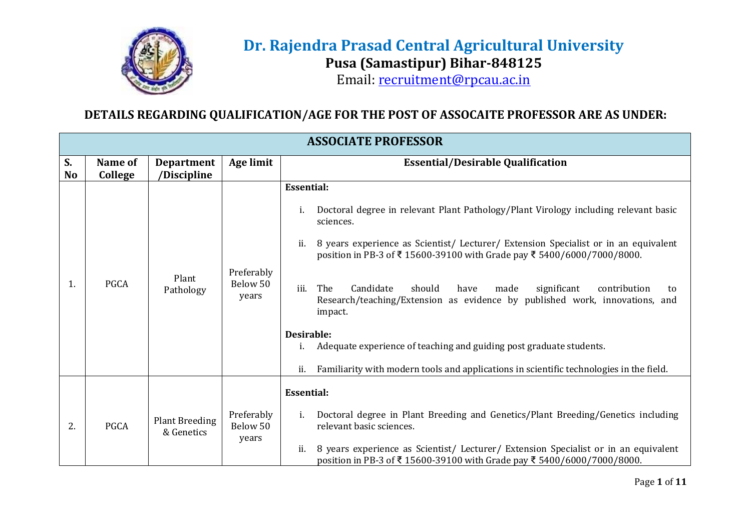# Dr. Rajendra Prasad Central Agricultural University

**Pusa (Samastipur) Bihar-848125**

Email: recruitment@rpcau.ac.in

## DETAILS REGARDING QUALIFICATION/AGE FOR THE POST OF ASSOCAITE PROFESSOR ARE AS UNDER:

| ASSOCIATE PROFESSOR | | | | |
|---|---|---|---|---|
| **S. No** | **Name of College** | **Department /Discipline** | **Age limit** | **Essential/Desirable Qualification** |
| 1. | PGCA | Plant Pathology | Preferably Below 50 years | **Essential:**<br>i. Doctoral degree in relevant Plant Pathology/Plant Virology including relevant basic sciences.<br>ii. 8 years experience as Scientist/ Lecturer/ Extension Specialist or in an equivalent position in PB-3 of ₹ 15600-39100 with Grade pay ₹ 5400/6000/7000/8000.<br>iii. The Candidate should have made significant contribution to Research/teaching/Extension as evidence by published work, innovations, and impact.<br>**Desirable:**<br>i. Adequate experience of teaching and guiding post graduate students.<br>ii. Familiarity with modern tools and applications in scientific technologies in the field. |
| 2. | PGCA | Plant Breeding & Genetics | Preferably Below 50 years | **Essential:**<br>i. Doctoral degree in Plant Breeding and Genetics/Plant Breeding/Genetics including relevant basic sciences.<br>ii. 8 years experience as Scientist/ Lecturer/ Extension Specialist or in an equivalent position in PB-3 of ₹ 15600-39100 with Grade pay ₹ 5400/6000/7000/8000. |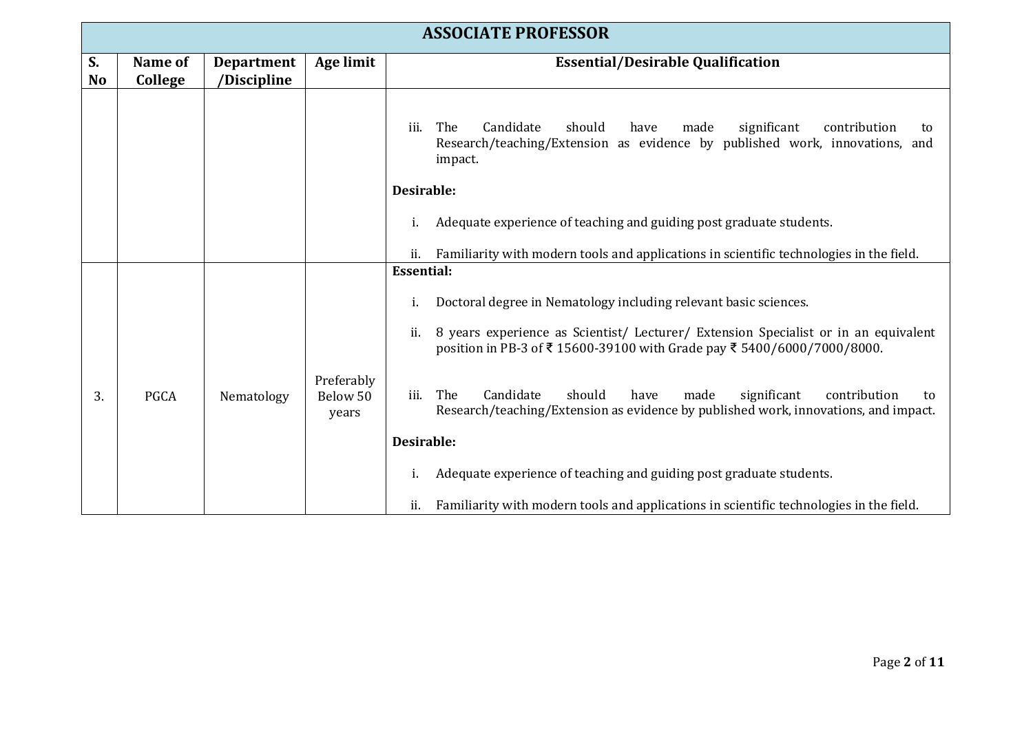| ASSOCIATE PROFESSOR | | | | |
|---|---|---|---|---|
| **S. No** | **Name of College** | **Department /Discipline** | **Age limit** | **Essential/Desirable Qualification** |
| | | | | iii. The Candidate should have made significant contribution to Research/teaching/Extension as evidence by published work, innovations, and impact.<br><br>**Desirable:**<br><br>i. Adequate experience of teaching and guiding post graduate students.<br><br>ii. Familiarity with modern tools and applications in scientific technologies in the field. |
| 3. | PGCA | Nematology | Preferably Below 50 years | **Essential:**<br><br>i. Doctoral degree in Nematology including relevant basic sciences.<br><br>ii. 8 years experience as Scientist/ Lecturer/ Extension Specialist or in an equivalent position in PB-3 of ₹ 15600-39100 with Grade pay ₹ 5400/6000/7000/8000.<br><br>iii. The Candidate should have made significant contribution to Research/teaching/Extension as evidence by published work, innovations, and impact.<br><br>**Desirable:**<br><br>i. Adequate experience of teaching and guiding post graduate students.<br><br>ii. Familiarity with modern tools and applications in scientific technologies in the field. |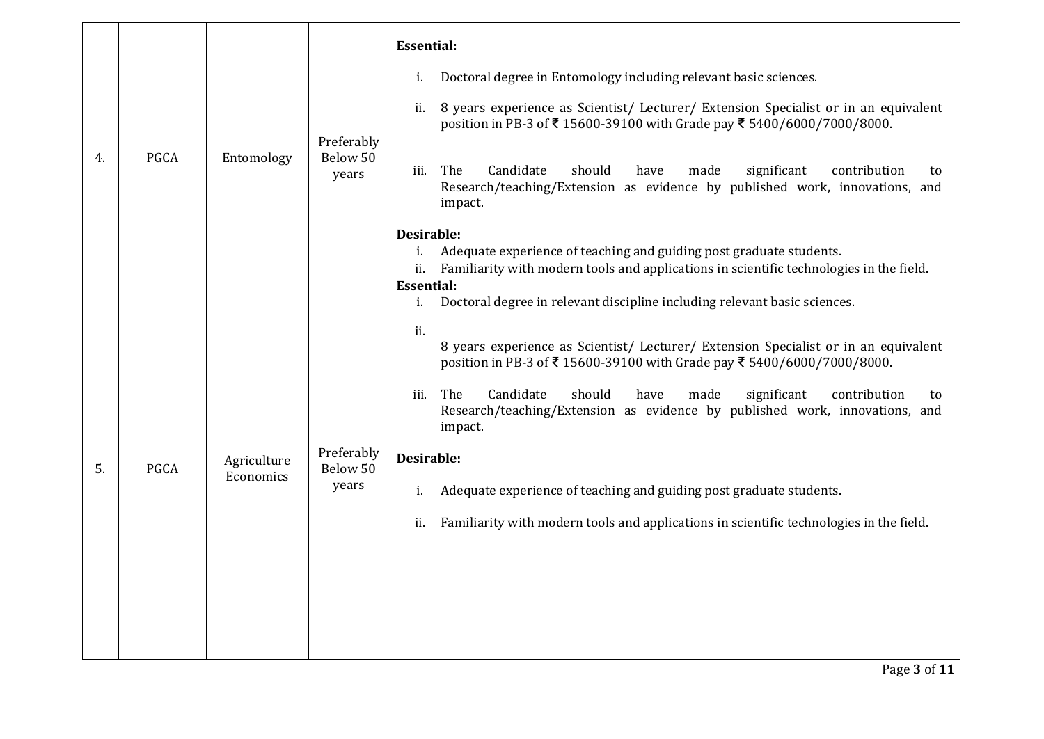| | | | | |
|---|---|---|---|---|
| 4. | PGCA | Entomology | Preferably Below 50 years | **Essential:**<br>i. Doctoral degree in Entomology including relevant basic sciences.<br>ii. 8 years experience as Scientist/ Lecturer/ Extension Specialist or in an equivalent position in PB-3 of ₹ 15600-39100 with Grade pay ₹ 5400/6000/7000/8000.<br>iii. The Candidate should have made significant contribution to Research/teaching/Extension as evidence by published work, innovations, and impact.<br>**Desirable:**<br>i. Adequate experience of teaching and guiding post graduate students.<br>ii. Familiarity with modern tools and applications in scientific technologies in the field. |
| 5. | PGCA | Agriculture Economics | Preferably Below 50 years | **Essential:**<br>i. Doctoral degree in relevant discipline including relevant basic sciences.<br>ii. 8 years experience as Scientist/ Lecturer/ Extension Specialist or in an equivalent position in PB-3 of ₹ 15600-39100 with Grade pay ₹ 5400/6000/7000/8000.<br>iii. The Candidate should have made significant contribution to Research/teaching/Extension as evidence by published work, innovations, and impact.<br>**Desirable:**<br>i. Adequate experience of teaching and guiding post graduate students.<br>ii. Familiarity with modern tools and applications in scientific technologies in the field. |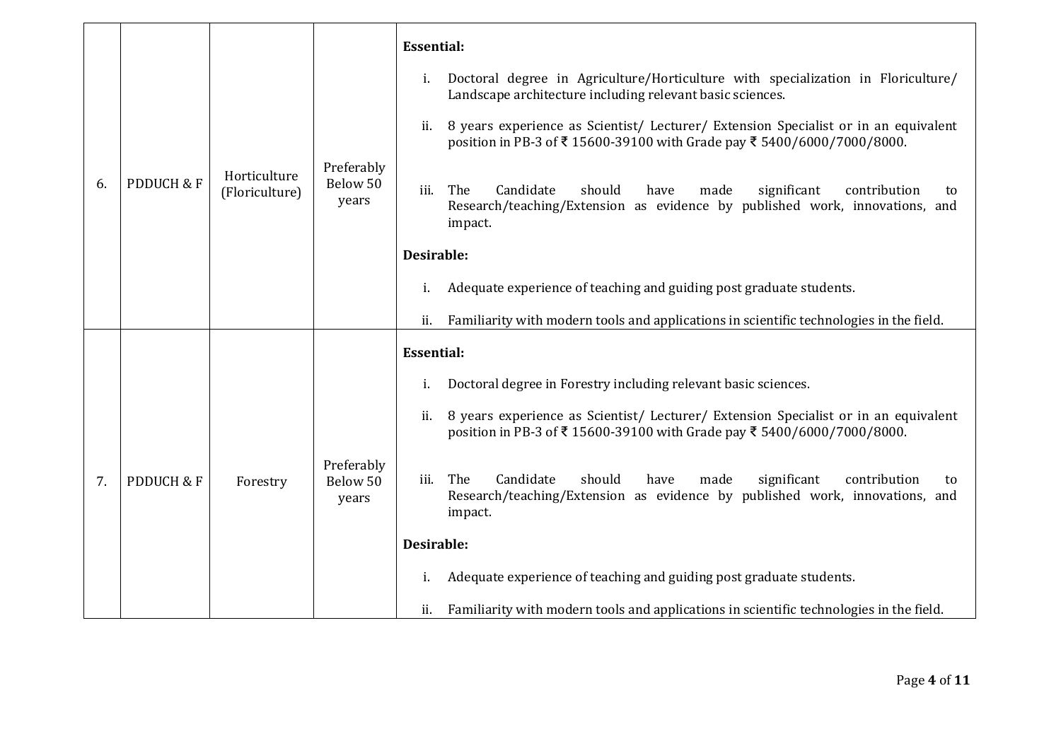| | | | | |
|---|---|---|---|---|
| 6. | PDDUCH & F | Horticulture (Floriculture) | Preferably Below 50 years | **Essential:**<br>i. Doctoral degree in Agriculture/Horticulture with specialization in Floriculture/ Landscape architecture including relevant basic sciences.<br>ii. 8 years experience as Scientist/ Lecturer/ Extension Specialist or in an equivalent position in PB-3 of ₹ 15600-39100 with Grade pay ₹ 5400/6000/7000/8000.<br>iii. The Candidate should have made significant contribution to Research/teaching/Extension as evidence by published work, innovations, and impact.<br>**Desirable:**<br>i. Adequate experience of teaching and guiding post graduate students.<br>ii. Familiarity with modern tools and applications in scientific technologies in the field. |
| 7. | PDDUCH & F | Forestry | Preferably Below 50 years | **Essential:**<br>i. Doctoral degree in Forestry including relevant basic sciences.<br>ii. 8 years experience as Scientist/ Lecturer/ Extension Specialist or in an equivalent position in PB-3 of ₹ 15600-39100 with Grade pay ₹ 5400/6000/7000/8000.<br>iii. The Candidate should have made significant contribution to Research/teaching/Extension as evidence by published work, innovations, and impact.<br>**Desirable:**<br>i. Adequate experience of teaching and guiding post graduate students.<br>ii. Familiarity with modern tools and applications in scientific technologies in the field. |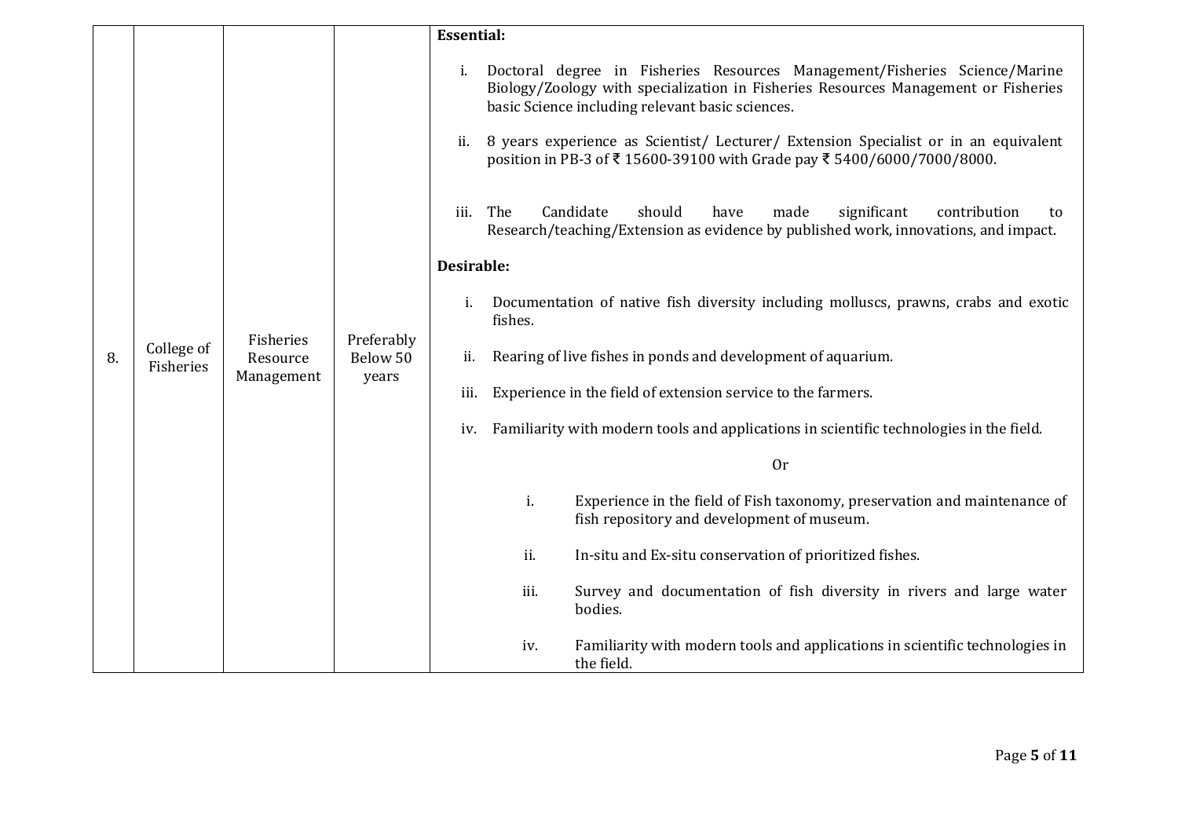| 8. | College of Fisheries | Fisheries Resource Management | Preferably Below 50 years | **Essential:**<br><br>i. Doctoral degree in Fisheries Resources Management/Fisheries Science/Marine Biology/Zoology with specialization in Fisheries Resources Management or Fisheries basic Science including relevant basic sciences.<br><br>ii. 8 years experience as Scientist/ Lecturer/ Extension Specialist or in an equivalent position in PB-3 of ₹ 15600-39100 with Grade pay ₹ 5400/6000/7000/8000.<br><br>iii. The Candidate should have made significant contribution to Research/teaching/Extension as evidence by published work, innovations, and impact.<br><br>**Desirable:**<br><br>i. Documentation of native fish diversity including molluscs, prawns, crabs and exotic fishes.<br><br>ii. Rearing of live fishes in ponds and development of aquarium.<br><br>iii. Experience in the field of extension service to the farmers.<br><br>iv. Familiarity with modern tools and applications in scientific technologies in the field.<br><br>Or<br><br>i. Experience in the field of Fish taxonomy, preservation and maintenance of fish repository and development of museum.<br><br>ii. In-situ and Ex-situ conservation of prioritized fishes.<br><br>iii. Survey and documentation of fish diversity in rivers and large water bodies.<br><br>iv. Familiarity with modern tools and applications in scientific technologies in the field. |
|---|---|---|---|---|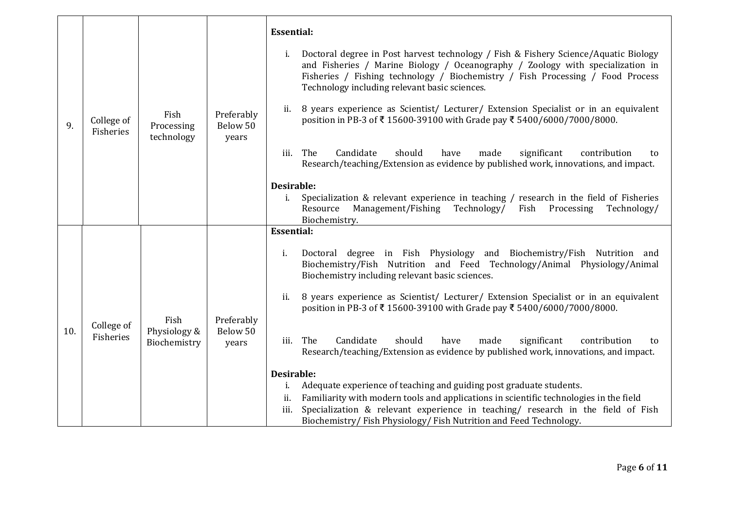| | | | | |
|---|---|---|---|---|
| 9. | College of Fisheries | Fish Processing technology | Preferably Below 50 years | **Essential:**<br>i. Doctoral degree in Post harvest technology / Fish & Fishery Science/Aquatic Biology and Fisheries / Marine Biology / Oceanography / Zoology with specialization in Fisheries / Fishing technology / Biochemistry / Fish Processing / Food Process Technology including relevant basic sciences.<br>ii. 8 years experience as Scientist/ Lecturer/ Extension Specialist or in an equivalent position in PB-3 of ₹ 15600-39100 with Grade pay ₹ 5400/6000/7000/8000.<br>iii. The Candidate should have made significant contribution to Research/teaching/Extension as evidence by published work, innovations, and impact.<br>**Desirable:**<br>i. Specialization & relevant experience in teaching / research in the field of Fisheries Resource Management/Fishing Technology/ Fish Processing Technology/ Biochemistry. |
| 10. | College of Fisheries | Fish Physiology & Biochemistry | Preferably Below 50 years | **Essential:**<br>i. Doctoral degree in Fish Physiology and Biochemistry/Fish Nutrition and Biochemistry/Fish Nutrition and Feed Technology/Animal Physiology/Animal Biochemistry including relevant basic sciences.<br>ii. 8 years experience as Scientist/ Lecturer/ Extension Specialist or in an equivalent position in PB-3 of ₹ 15600-39100 with Grade pay ₹ 5400/6000/7000/8000.<br>iii. The Candidate should have made significant contribution to Research/teaching/Extension as evidence by published work, innovations, and impact.<br>**Desirable:**<br>i. Adequate experience of teaching and guiding post graduate students.<br>ii. Familiarity with modern tools and applications in scientific technologies in the field<br>iii. Specialization & relevant experience in teaching/ research in the field of Fish Biochemistry/ Fish Physiology/ Fish Nutrition and Feed Technology. |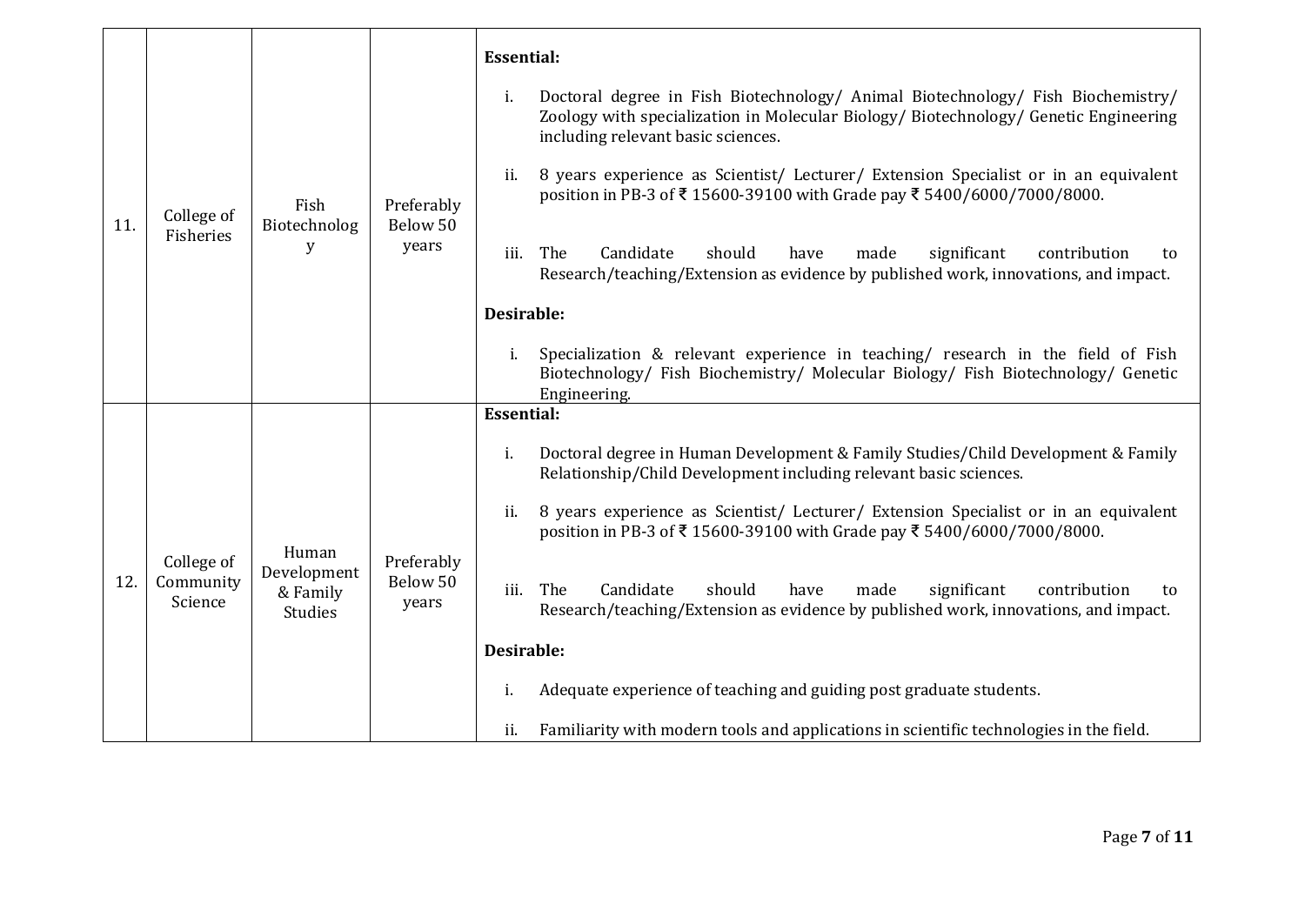| | | | | |
|---|---|---|---|---|
| 11. | College of Fisheries | Fish Biotechnology | Preferably Below 50 years | **Essential:**<br><br>i. Doctoral degree in Fish Biotechnology/ Animal Biotechnology/ Fish Biochemistry/ Zoology with specialization in Molecular Biology/ Biotechnology/ Genetic Engineering including relevant basic sciences.<br><br>ii. 8 years experience as Scientist/ Lecturer/ Extension Specialist or in an equivalent position in PB-3 of ₹ 15600-39100 with Grade pay ₹ 5400/6000/7000/8000.<br><br>iii. The Candidate should have made significant contribution to Research/teaching/Extension as evidence by published work, innovations, and impact.<br><br>**Desirable:**<br><br>i. Specialization & relevant experience in teaching/ research in the field of Fish Biotechnology/ Fish Biochemistry/ Molecular Biology/ Fish Biotechnology/ Genetic Engineering. |
| 12. | College of Community Science | Human Development & Family Studies | Preferably Below 50 years | **Essential:**<br><br>i. Doctoral degree in Human Development & Family Studies/Child Development & Family Relationship/Child Development including relevant basic sciences.<br><br>ii. 8 years experience as Scientist/ Lecturer/ Extension Specialist or in an equivalent position in PB-3 of ₹ 15600-39100 with Grade pay ₹ 5400/6000/7000/8000.<br><br>iii. The Candidate should have made significant contribution to Research/teaching/Extension as evidence by published work, innovations, and impact.<br><br>**Desirable:**<br><br>i. Adequate experience of teaching and guiding post graduate students.<br><br>ii. Familiarity with modern tools and applications in scientific technologies in the field. |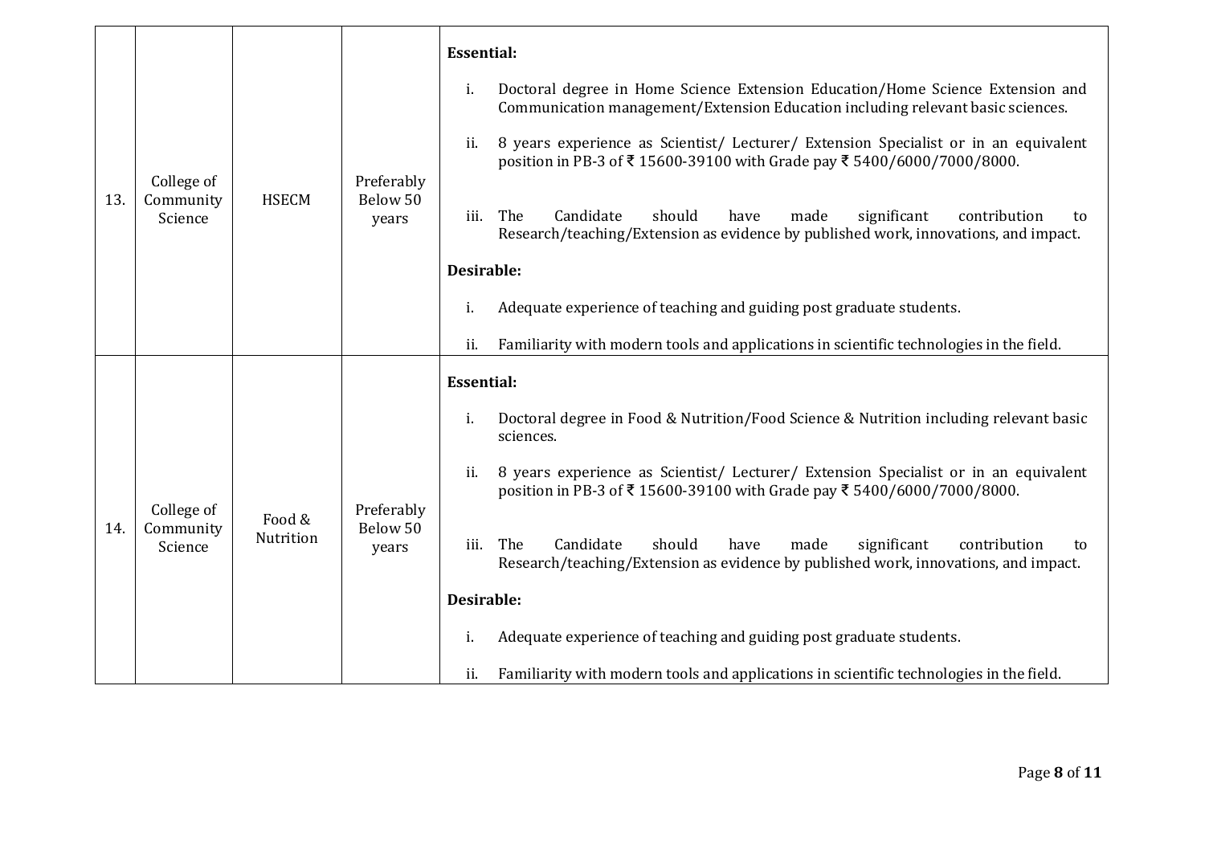| | | | | |
|---|---|---|---|---|
| 13. | College of Community Science | HSECM | Preferably Below 50 years | **Essential:**<br><br>i. Doctoral degree in Home Science Extension Education/Home Science Extension and Communication management/Extension Education including relevant basic sciences.<br><br>ii. 8 years experience as Scientist/ Lecturer/ Extension Specialist or in an equivalent position in PB-3 of ₹ 15600-39100 with Grade pay ₹ 5400/6000/7000/8000.<br><br>iii. The Candidate should have made significant contribution to Research/teaching/Extension as evidence by published work, innovations, and impact.<br><br>**Desirable:**<br><br>i. Adequate experience of teaching and guiding post graduate students.<br><br>ii. Familiarity with modern tools and applications in scientific technologies in the field. |
| 14. | College of Community Science | Food & Nutrition | Preferably Below 50 years | **Essential:**<br><br>i. Doctoral degree in Food & Nutrition/Food Science & Nutrition including relevant basic sciences.<br><br>ii. 8 years experience as Scientist/ Lecturer/ Extension Specialist or in an equivalent position in PB-3 of ₹ 15600-39100 with Grade pay ₹ 5400/6000/7000/8000.<br><br>iii. The Candidate should have made significant contribution to Research/teaching/Extension as evidence by published work, innovations, and impact.<br><br>**Desirable:**<br><br>i. Adequate experience of teaching and guiding post graduate students.<br><br>ii. Familiarity with modern tools and applications in scientific technologies in the field. |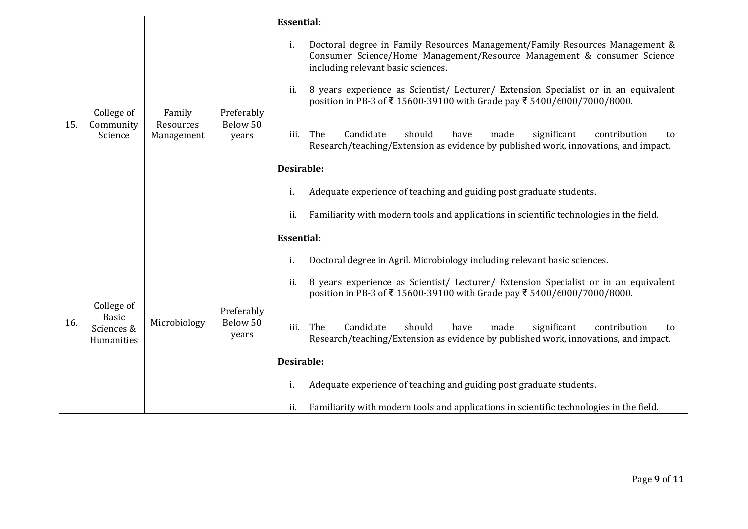| | | | | |
|---|---|---|---|---|
| 15. | College of Community Science | Family Resources Management | Preferably Below 50 years | **Essential:**<br>i. Doctoral degree in Family Resources Management/Family Resources Management & Consumer Science/Home Management/Resource Management & consumer Science including relevant basic sciences.<br>ii. 8 years experience as Scientist/ Lecturer/ Extension Specialist or in an equivalent position in PB-3 of ₹ 15600-39100 with Grade pay ₹ 5400/6000/7000/8000.<br>iii. The Candidate should have made significant contribution to Research/teaching/Extension as evidence by published work, innovations, and impact.<br>**Desirable:**<br>i. Adequate experience of teaching and guiding post graduate students.<br>ii. Familiarity with modern tools and applications in scientific technologies in the field. |
| 16. | College of Basic Sciences & Humanities | Microbiology | Preferably Below 50 years | **Essential:**<br>i. Doctoral degree in Agril. Microbiology including relevant basic sciences.<br>ii. 8 years experience as Scientist/ Lecturer/ Extension Specialist or in an equivalent position in PB-3 of ₹ 15600-39100 with Grade pay ₹ 5400/6000/7000/8000.<br>iii. The Candidate should have made significant contribution to Research/teaching/Extension as evidence by published work, innovations, and impact.<br>**Desirable:**<br>i. Adequate experience of teaching and guiding post graduate students.<br>ii. Familiarity with modern tools and applications in scientific technologies in the field. |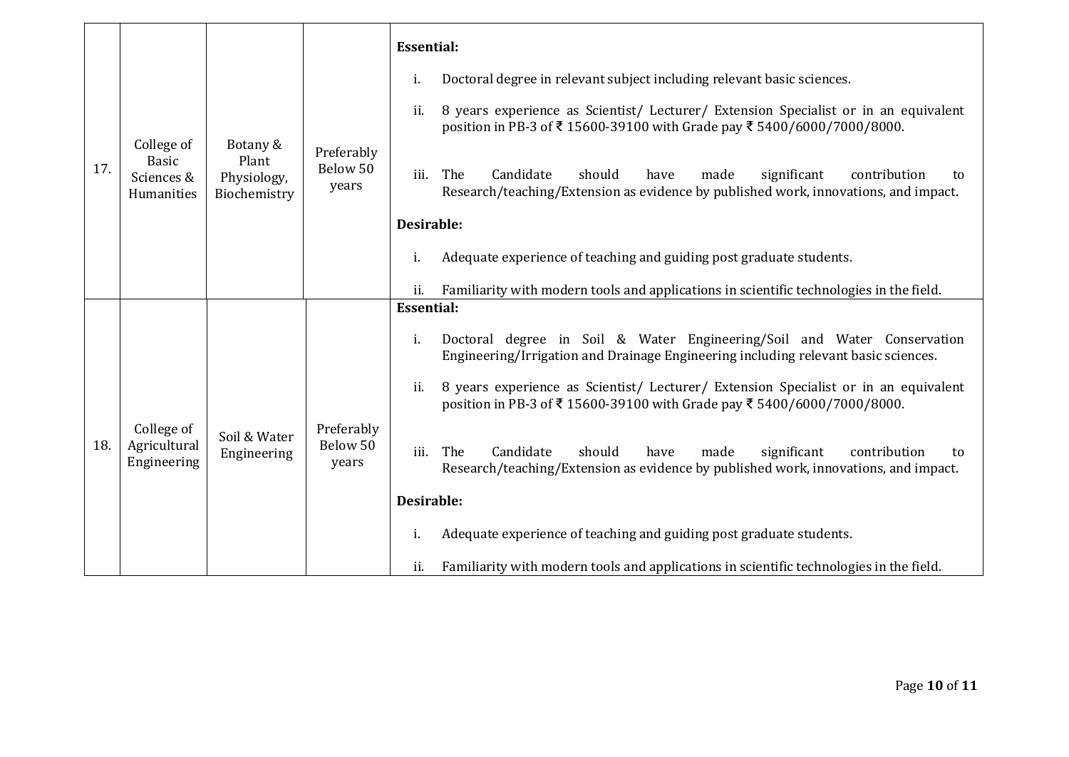| | | | | |
|---|---|---|---|---|
| 17. | College of Basic Sciences & Humanities | Botany & Plant Physiology, Biochemistry | Preferably Below 50 years | **Essential:**<br>i. Doctoral degree in relevant subject including relevant basic sciences.<br>ii. 8 years experience as Scientist/ Lecturer/ Extension Specialist or in an equivalent position in PB-3 of ₹ 15600-39100 with Grade pay ₹ 5400/6000/7000/8000.<br>iii. The Candidate should have made significant contribution to Research/teaching/Extension as evidence by published work, innovations, and impact.<br>**Desirable:**<br>i. Adequate experience of teaching and guiding post graduate students.<br>ii. Familiarity with modern tools and applications in scientific technologies in the field. |
| 18. | College of Agricultural Engineering | Soil & Water Engineering | Preferably Below 50 years | **Essential:**<br>i. Doctoral degree in Soil & Water Engineering/Soil and Water Conservation Engineering/Irrigation and Drainage Engineering including relevant basic sciences.<br>ii. 8 years experience as Scientist/ Lecturer/ Extension Specialist or in an equivalent position in PB-3 of ₹ 15600-39100 with Grade pay ₹ 5400/6000/7000/8000.<br>iii. The Candidate should have made significant contribution to Research/teaching/Extension as evidence by published work, innovations, and impact.<br>**Desirable:**<br>i. Adequate experience of teaching and guiding post graduate students.<br>ii. Familiarity with modern tools and applications in scientific technologies in the field. |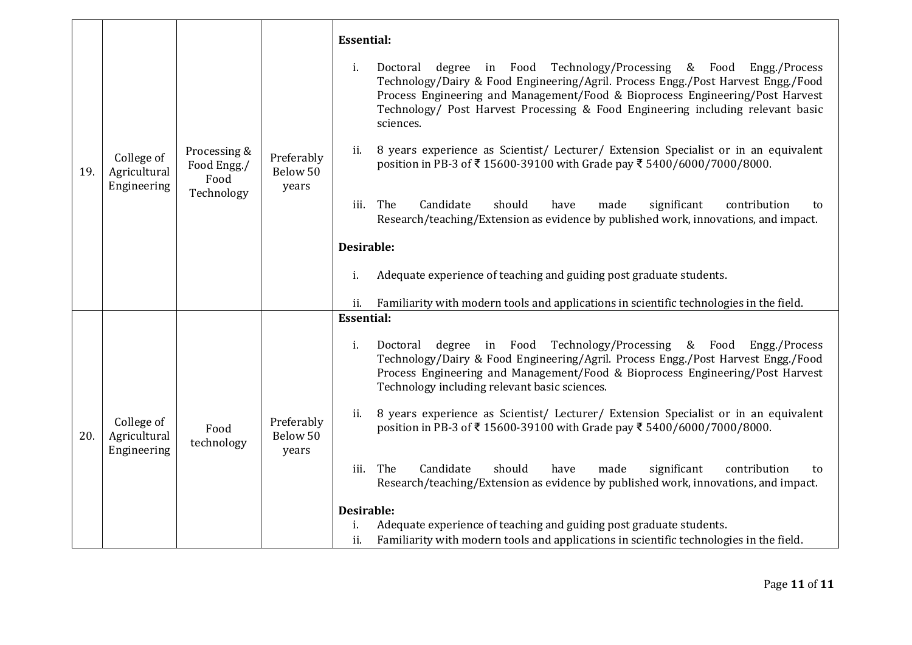| | | | | |
|---|---|---|---|---|
| 19. | College of Agricultural Engineering | Processing & Food Engg./ Food Technology | Preferably Below 50 years | **Essential:**<br><br>i. Doctoral degree in Food Technology/Processing & Food Engg./Process Technology/Dairy & Food Engineering/Agril. Process Engg./Post Harvest Engg./Food Process Engineering and Management/Food & Bioprocess Engineering/Post Harvest Technology/ Post Harvest Processing & Food Engineering including relevant basic sciences.<br><br>ii. 8 years experience as Scientist/ Lecturer/ Extension Specialist or in an equivalent position in PB-3 of ₹ 15600-39100 with Grade pay ₹ 5400/6000/7000/8000.<br><br>iii. The Candidate should have made significant contribution to Research/teaching/Extension as evidence by published work, innovations, and impact.<br><br>**Desirable:**<br><br>i. Adequate experience of teaching and guiding post graduate students.<br><br>ii. Familiarity with modern tools and applications in scientific technologies in the field. |
| 20. | College of Agricultural Engineering | Food technology | Preferably Below 50 years | **Essential:**<br><br>i. Doctoral degree in Food Technology/Processing & Food Engg./Process Technology/Dairy & Food Engineering/Agril. Process Engg./Post Harvest Engg./Food Process Engineering and Management/Food & Bioprocess Engineering/Post Harvest Technology including relevant basic sciences.<br><br>ii. 8 years experience as Scientist/ Lecturer/ Extension Specialist or in an equivalent position in PB-3 of ₹ 15600-39100 with Grade pay ₹ 5400/6000/7000/8000.<br><br>iii. The Candidate should have made significant contribution to Research/teaching/Extension as evidence by published work, innovations, and impact.<br><br>**Desirable:**<br><br>i. Adequate experience of teaching and guiding post graduate students.<br><br>ii. Familiarity with modern tools and applications in scientific technologies in the field. |